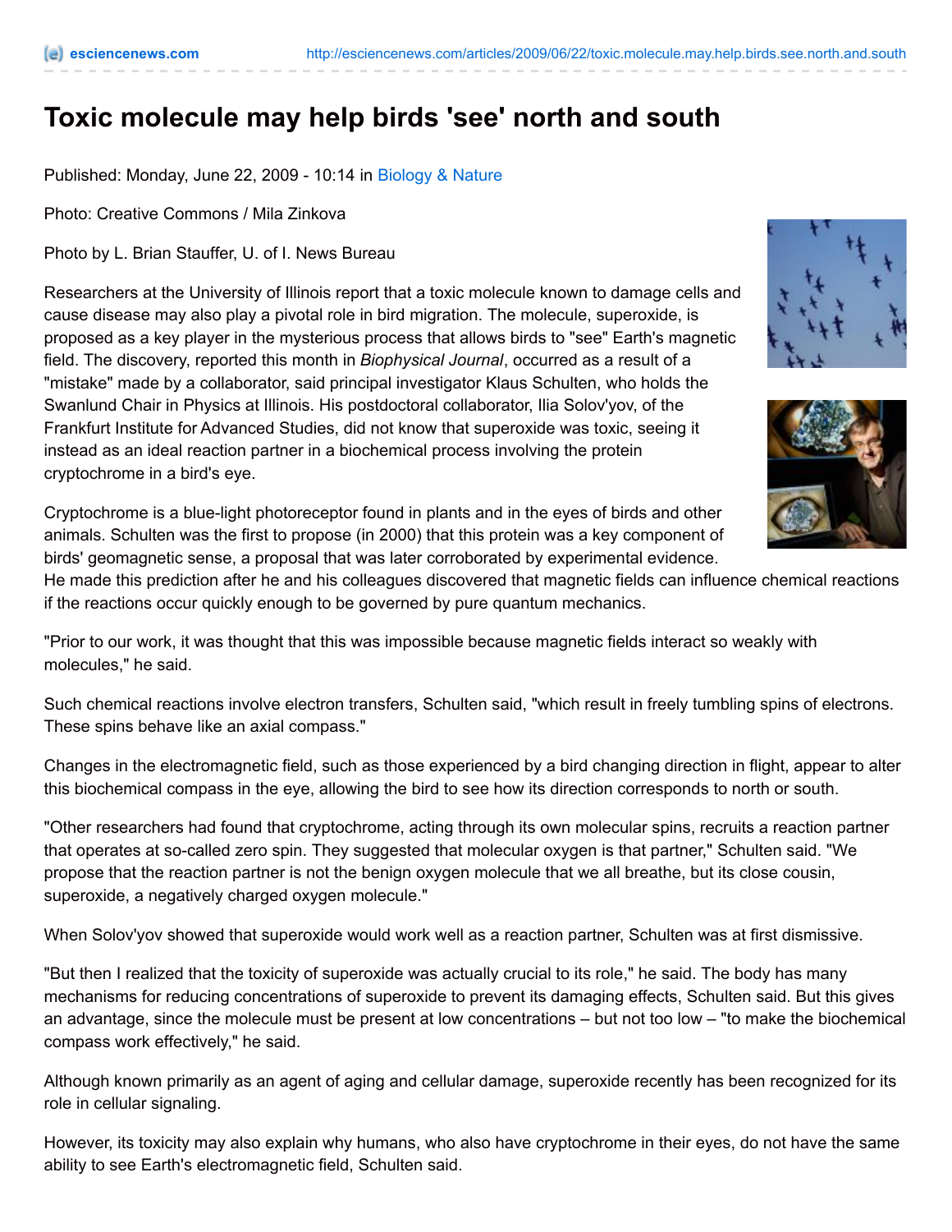# Toxic molecule may help birds 'see' north and south

Published: Monday, June 22, 2009 - 10:14 in Biology & Nature

Photo: Creative Commons / Mila Zinkova

Photo by L. Brian Stauffer, U. of I. News Bureau

Researchers at the University of Illinois report that a toxic molecule known to damage cells and cause disease may also play a pivotal role in bird migration. The molecule, superoxide, is proposed as a key player in the mysterious process that allows birds to "see" Earth's magnetic field. The discovery, reported this month in *Biophysical Journal*, occurred as a result of a "mistake" made by a collaborator, said principal investigator Klaus Schulten, who holds the Swanlund Chair in Physics at Illinois. His postdoctoral collaborator, Ilia Solov'yov, of the Frankfurt Institute for Advanced Studies, did not know that superoxide was toxic, seeing it instead as an ideal reaction partner in a biochemical process involving the protein cryptochrome in a bird's eye.

Cryptochrome is a blue-light photoreceptor found in plants and in the eyes of birds and other animals. Schulten was the first to propose (in 2000) that this protein was a key component of birds' geomagnetic sense, a proposal that was later corroborated by experimental evidence. He made this prediction after he and his colleagues discovered that magnetic fields can influence chemical reactions if the reactions occur quickly enough to be governed by pure quantum mechanics.

"Prior to our work, it was thought that this was impossible because magnetic fields interact so weakly with molecules," he said.

Such chemical reactions involve electron transfers, Schulten said, "which result in freely tumbling spins of electrons. These spins behave like an axial compass."

Changes in the electromagnetic field, such as those experienced by a bird changing direction in flight, appear to alter this biochemical compass in the eye, allowing the bird to see how its direction corresponds to north or south.

"Other researchers had found that cryptochrome, acting through its own molecular spins, recruits a reaction partner that operates at so-called zero spin. They suggested that molecular oxygen is that partner," Schulten said. "We propose that the reaction partner is not the benign oxygen molecule that we all breathe, but its close cousin, superoxide, a negatively charged oxygen molecule."

When Solov'yov showed that superoxide would work well as a reaction partner, Schulten was at first dismissive.

"But then I realized that the toxicity of superoxide was actually crucial to its role," he said. The body has many mechanisms for reducing concentrations of superoxide to prevent its damaging effects, Schulten said. But this gives an advantage, since the molecule must be present at low concentrations – but not too low – "to make the biochemical compass work effectively," he said.

Although known primarily as an agent of aging and cellular damage, superoxide recently has been recognized for its role in cellular signaling.

However, its toxicity may also explain why humans, who also have cryptochrome in their eyes, do not have the same ability to see Earth's electromagnetic field, Schulten said.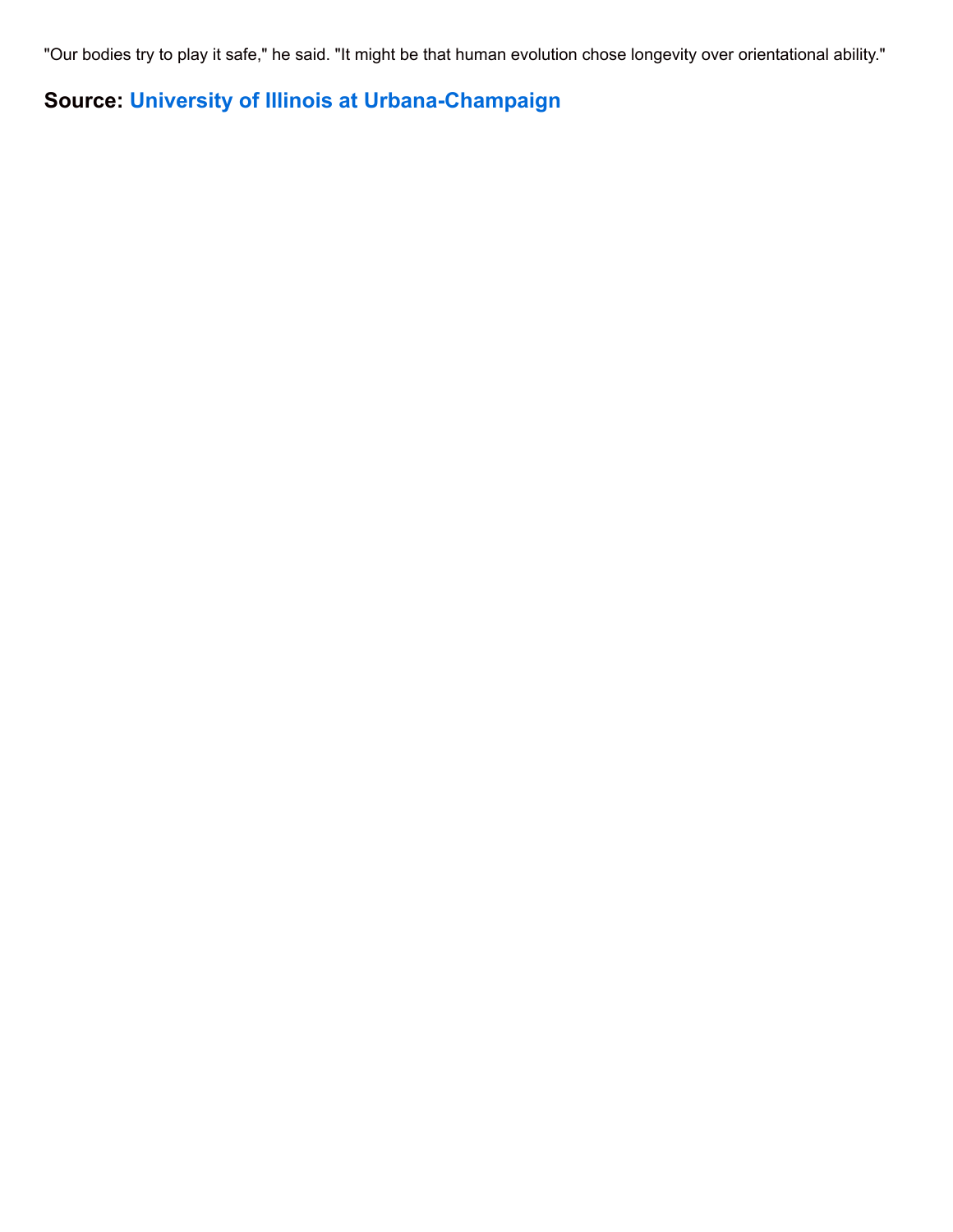"Our bodies try to play it safe," he said. "It might be that human evolution chose longevity over orientational ability."

## Source: University of Illinois at Urbana-Champaign